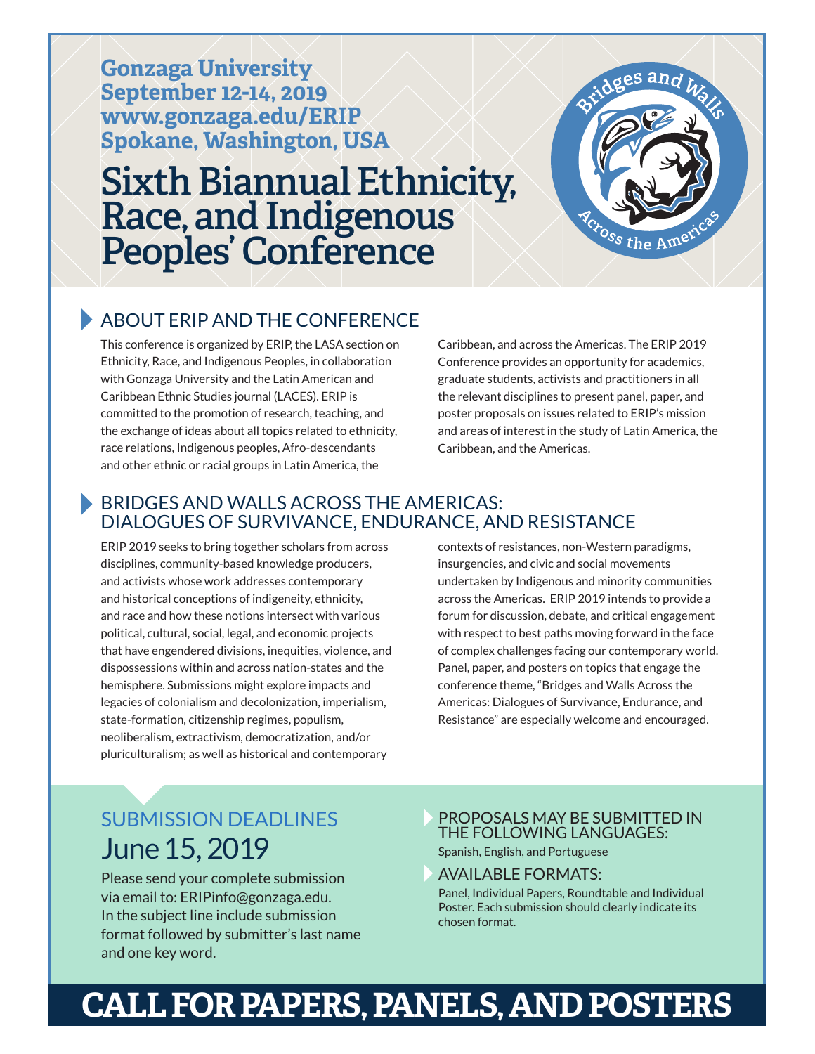**Gonzaga University**
**September 12-14, 2019**
**www.gonzaga.edu/ERIP**
**Spokane, Washington, USA**

# Sixth Biannual Ethnicity, Race, and Indigenous Peoples' Conference

Bridges and Walls Across the Americas

## ABOUT ERIP AND THE CONFERENCE

This conference is organized by ERIP, the LASA section on Ethnicity, Race, and Indigenous Peoples, in collaboration with Gonzaga University and the Latin American and Caribbean Ethnic Studies journal (LACES). ERIP is committed to the promotion of research, teaching, and the exchange of ideas about all topics related to ethnicity, race relations, Indigenous peoples, Afro-descendants and other ethnic or racial groups in Latin America, the Caribbean, and across the Americas. The ERIP 2019 Conference provides an opportunity for academics, graduate students, activists and practitioners in all the relevant disciplines to present panel, paper, and poster proposals on issues related to ERIP's mission and areas of interest in the study of Latin America, the Caribbean, and the Americas.

## BRIDGES AND WALLS ACROSS THE AMERICAS: DIALOGUES OF SURVIVANCE, ENDURANCE, AND RESISTANCE

ERIP 2019 seeks to bring together scholars from across disciplines, community-based knowledge producers, and activists whose work addresses contemporary and historical conceptions of indigeneity, ethnicity, and race and how these notions intersect with various political, cultural, social, legal, and economic projects that have engendered divisions, inequities, violence, and dispossessions within and across nation-states and the hemisphere. Submissions might explore impacts and legacies of colonialism and decolonization, imperialism, state-formation, citizenship regimes, populism, neoliberalism, extractivism, democratization, and/or pluriculturalism; as well as historical and contemporary contexts of resistances, non-Western paradigms, insurgencies, and civic and social movements undertaken by Indigenous and minority communities across the Americas. ERIP 2019 intends to provide a forum for discussion, debate, and critical engagement with respect to best paths moving forward in the face of complex challenges facing our contemporary world. Panel, paper, and posters on topics that engage the conference theme, "Bridges and Walls Across the Americas: Dialogues of Survivance, Endurance, and Resistance" are especially welcome and encouraged.

## SUBMISSION DEADLINES

### June 15, 2019

Please send your complete submission via email to: ERIPinfo@gonzaga.edu. In the subject line include submission format followed by submitter's last name and one key word.

### PROPOSALS MAY BE SUBMITTED IN THE FOLLOWING LANGUAGES:

Spanish, English, and Portuguese

### AVAILABLE FORMATS:

Panel, Individual Papers, Roundtable and Individual Poster. Each submission should clearly indicate its chosen format.

# CALL FOR PAPERS, PANELS, AND POSTERS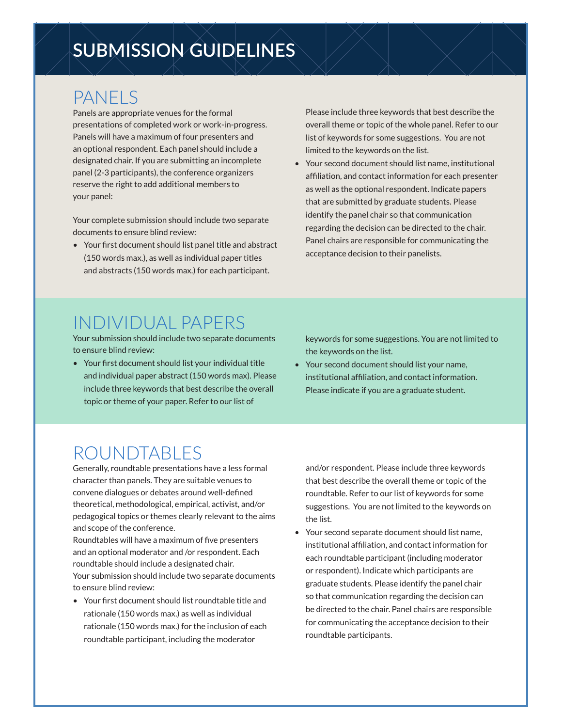# SUBMISSION GUIDELINES

## PANELS

Panels are appropriate venues for the formal presentations of completed work or work-in-progress. Panels will have a maximum of four presenters and an optional respondent. Each panel should include a designated chair. If you are submitting an incomplete panel (2-3 participants), the conference organizers reserve the right to add additional members to your panel:

Your complete submission should include two separate documents to ensure blind review:

- Your first document should list panel title and abstract (150 words max.), as well as individual paper titles and abstracts (150 words max.) for each participant. Please include three keywords that best describe the overall theme or topic of the whole panel. Refer to our list of keywords for some suggestions. You are not limited to the keywords on the list.
- Your second document should list name, institutional affiliation, and contact information for each presenter as well as the optional respondent. Indicate papers that are submitted by graduate students. Please identify the panel chair so that communication regarding the decision can be directed to the chair. Panel chairs are responsible for communicating the acceptance decision to their panelists.

## INDIVIDUAL PAPERS

Your submission should include two separate documents to ensure blind review:

- Your first document should list your individual title and individual paper abstract (150 words max). Please include three keywords that best describe the overall topic or theme of your paper. Refer to our list of keywords for some suggestions. You are not limited to the keywords on the list.
- Your second document should list your name, institutional affiliation, and contact information. Please indicate if you are a graduate student.

## ROUNDTABLES

Generally, roundtable presentations have a less formal character than panels. They are suitable venues to convene dialogues or debates around well-defined theoretical, methodological, empirical, activist, and/or pedagogical topics or themes clearly relevant to the aims and scope of the conference.

Roundtables will have a maximum of five presenters and an optional moderator and /or respondent. Each roundtable should include a designated chair.

Your submission should include two separate documents to ensure blind review:

- Your first document should list roundtable title and rationale (150 words max.) as well as individual rationale (150 words max.) for the inclusion of each roundtable participant, including the moderator and/or respondent. Please include three keywords that best describe the overall theme or topic of the roundtable. Refer to our list of keywords for some suggestions. You are not limited to the keywords on the list.
- Your second separate document should list name, institutional affiliation, and contact information for each roundtable participant (including moderator or respondent). Indicate which participants are graduate students. Please identify the panel chair so that communication regarding the decision can be directed to the chair. Panel chairs are responsible for communicating the acceptance decision to their roundtable participants.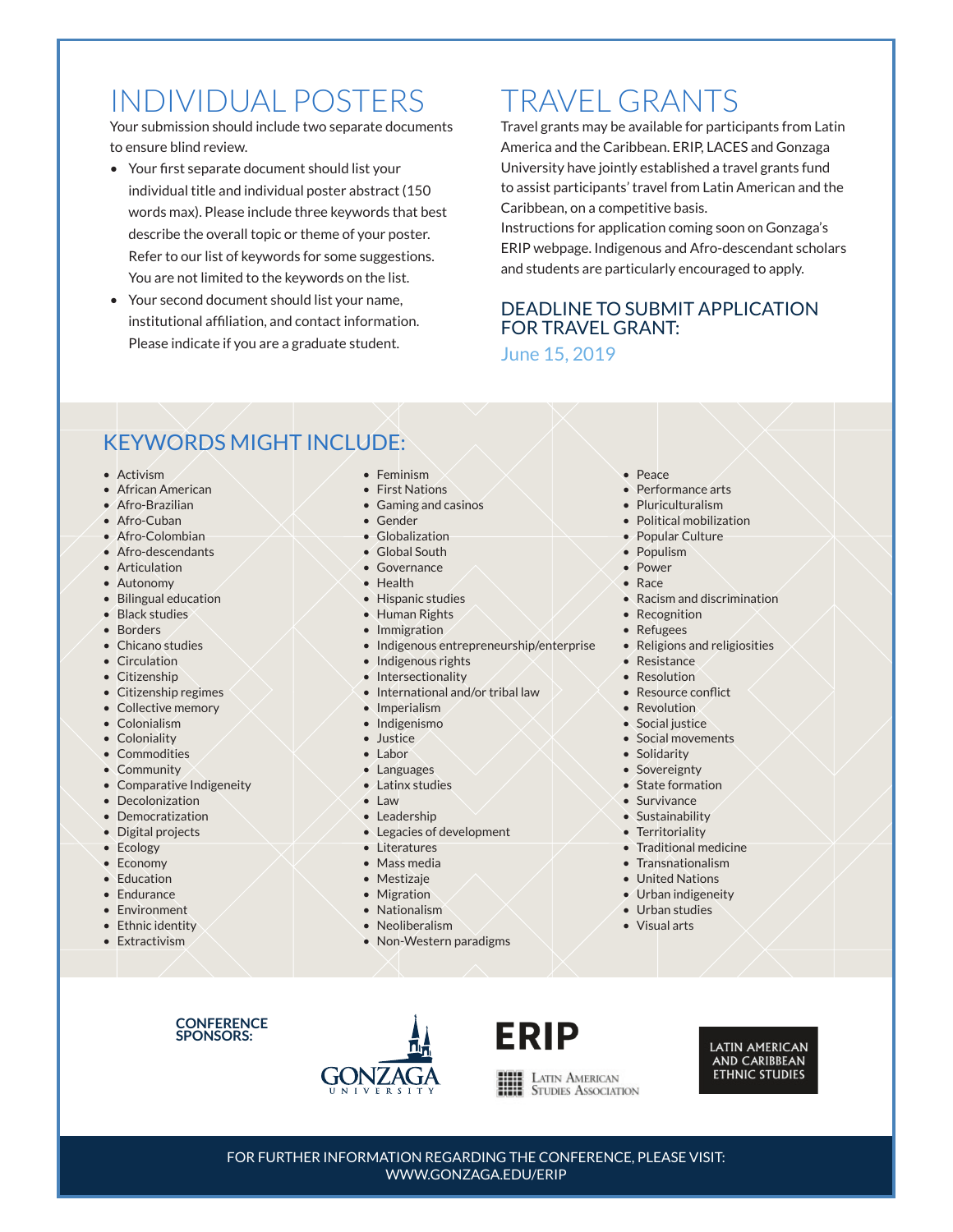# INDIVIDUAL POSTERS

Your submission should include two separate documents to ensure blind review.

- Your first separate document should list your individual title and individual poster abstract (150 words max). Please include three keywords that best describe the overall topic or theme of your poster. Refer to our list of keywords for some suggestions. You are not limited to the keywords on the list.
- Your second document should list your name, institutional affiliation, and contact information. Please indicate if you are a graduate student.

# TRAVEL GRANTS

Travel grants may be available for participants from Latin America and the Caribbean. ERIP, LACES and Gonzaga University have jointly established a travel grants fund to assist participants' travel from Latin American and the Caribbean, on a competitive basis.
Instructions for application coming soon on Gonzaga's ERIP webpage. Indigenous and Afro-descendant scholars and students are particularly encouraged to apply.

## DEADLINE TO SUBMIT APPLICATION FOR TRAVEL GRANT:

June 15, 2019

## KEYWORDS MIGHT INCLUDE:

- Activism
- African American
- Afro-Brazilian
- Afro-Cuban
- Afro-Colombian
- Afro-descendants
- Articulation
- Autonomy
- Bilingual education
- Black studies
- Borders
- Chicano studies
- Circulation
- Citizenship
- Citizenship regimes
- Collective memory
- Colonialism
- Coloniality
- Commodities
- Community
- Comparative Indigeneity
- Decolonization
- Democratization
- Digital projects
- Ecology
- Economy
- Education
- Endurance
- Environment
- Ethnic identity
- Extractivism
- Feminism
- First Nations
- Gaming and casinos
- Gender
- Globalization
- Global South
- Governance
- Health
- Hispanic studies
- Human Rights
- Immigration
- Indigenous entrepreneurship/enterprise
- Indigenous rights
- Intersectionality
- International and/or tribal law
- Imperialism
- Indigenismo
- Justice
- Labor
- Languages
- Latinx studies
- Law
- Leadership
- Legacies of development
- Literatures
- Mass media
- Mestizaje
- Migration
- Nationalism
- Neoliberalism
- Non-Western paradigms
- Peace
- Performance arts
- Pluriculturalism
- Political mobilization
- Popular Culture
- Populism
- Power
- Race
- Racism and discrimination
- Recognition
- Refugees
- Religions and religiosities
- Resistance
- Resolution
- Resource conflict
- Revolution
- Social justice
- Social movements
- Solidarity
- Sovereignty
- State formation
- Survivance
- Sustainability
- Territoriality
- Traditional medicine
- Transnationalism
- United Nations
- Urban indigeneity
- Urban studies
- Visual arts

**CONFERENCE SPONSORS:**

GONZAGA UNIVERSITY

ERIP

Latin American Studies Association

LATIN AMERICAN AND CARIBBEAN ETHNIC STUDIES

FOR FURTHER INFORMATION REGARDING THE CONFERENCE, PLEASE VISIT:
WWW.GONZAGA.EDU/ERIP